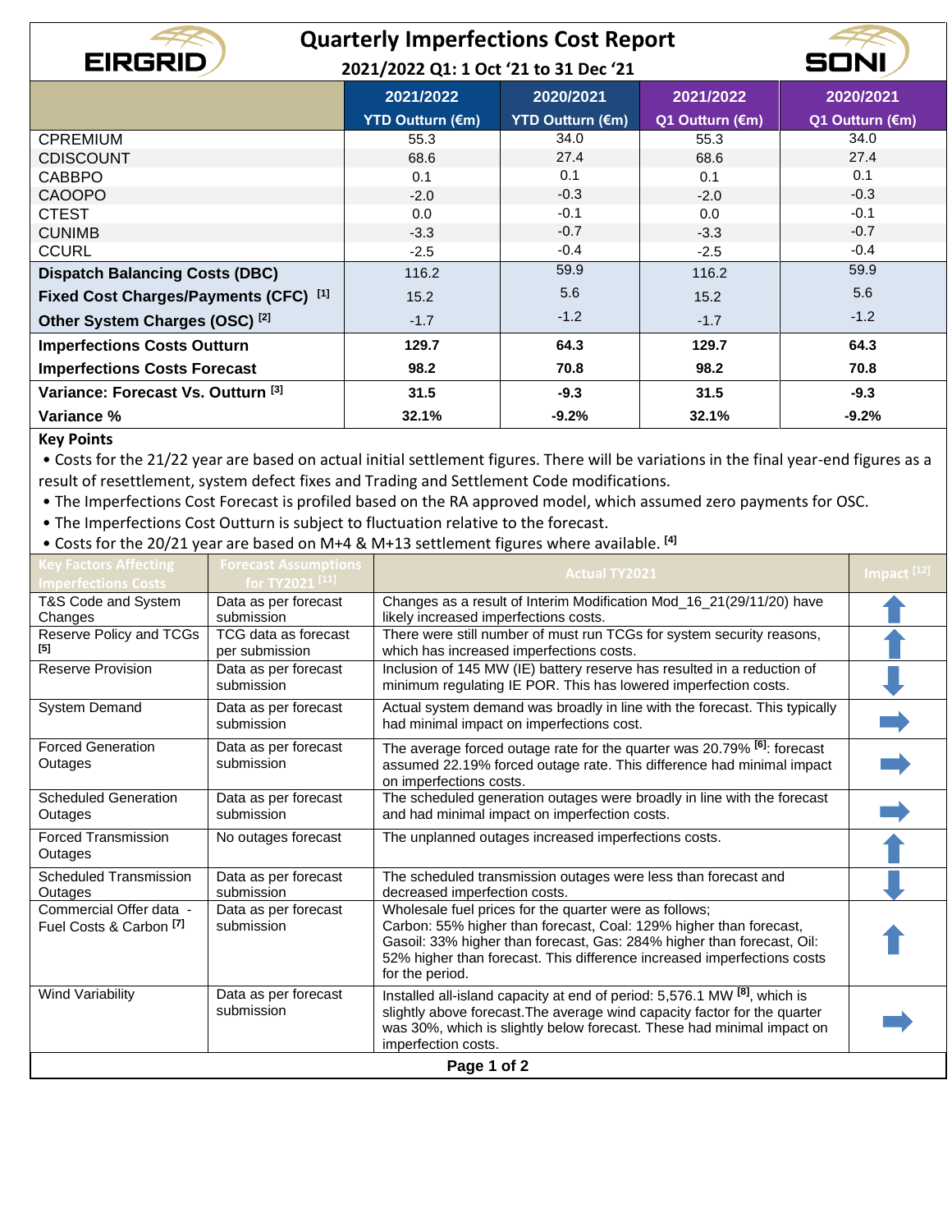# Quarterly Imperfections Cost Report

## 2021/2022 Q1: 1 Oct '21 to 31 Dec '21

| | 2021/2022 YTD Outturn (€m) | 2020/2021 YTD Outturn (€m) | 2021/2022 Q1 Outturn (€m) | 2020/2021 Q1 Outturn (€m) |
|---|---|---|---|---|
| CPREMIUM | 55.3 | 34.0 | 55.3 | 34.0 |
| CDISCOUNT | 68.6 | 27.4 | 68.6 | 27.4 |
| CABBPO | 0.1 | 0.1 | 0.1 | 0.1 |
| CAOOPO | -2.0 | -0.3 | -2.0 | -0.3 |
| CTEST | 0.0 | -0.1 | 0.0 | -0.1 |
| CUNIMB | -3.3 | -0.7 | -3.3 | -0.7 |
| CCURL | -2.5 | -0.4 | -2.5 | -0.4 |
| **Dispatch Balancing Costs (DBC)** | 116.2 | 59.9 | 116.2 | 59.9 |
| **Fixed Cost Charges/Payments (CFC)** [1] | 15.2 | 5.6 | 15.2 | 5.6 |
| **Other System Charges (OSC)** [2] | -1.7 | -1.2 | -1.7 | -1.2 |
| **Imperfections Costs Outturn** | **129.7** | **64.3** | **129.7** | **64.3** |
| **Imperfections Costs Forecast** | **98.2** | **70.8** | **98.2** | **70.8** |
| **Variance: Forecast Vs. Outturn** [3] | **31.5** | **-9.3** | **31.5** | **-9.3** |
| **Variance %** | **32.1%** | **-9.2%** | **32.1%** | **-9.2%** |

**Key Points**

- Costs for the 21/22 year are based on actual initial settlement figures. There will be variations in the final year-end figures as a result of resettlement, system defect fixes and Trading and Settlement Code modifications.
- The Imperfections Cost Forecast is profiled based on the RA approved model, which assumed zero payments for OSC.
- The Imperfections Cost Outturn is subject to fluctuation relative to the forecast.
- Costs for the 20/21 year are based on M+4 & M+13 settlement figures where available. [4]

| Key Factors Affecting Imperfections Costs | Forecast Assumptions for TY2021 [11] | Actual TY2021 | Impact [12] |
|---|---|---|---|
| T&S Code and System Changes | Data as per forecast submission | Changes as a result of Interim Modification Mod_16_21(29/11/20) have likely increased imperfections costs. | ↑ |
| Reserve Policy and TCGs [5] | TCG data as forecast per submission | There were still number of must run TCGs for system security reasons, which has increased imperfections costs. | ↑ |
| Reserve Provision | Data as per forecast submission | Inclusion of 145 MW (IE) battery reserve has resulted in a reduction of minimum regulating IE POR. This has lowered imperfection costs. | ↓ |
| System Demand | Data as per forecast submission | Actual system demand was broadly in line with the forecast. This typically had minimal impact on imperfections cost. | → |
| Forced Generation Outages | Data as per forecast submission | The average forced outage rate for the quarter was 20.79% [6]: forecast assumed 22.19% forced outage rate. This difference had minimal impact on imperfections costs. | → |
| Scheduled Generation Outages | Data as per forecast submission | The scheduled generation outages were broadly in line with the forecast and had minimal impact on imperfection costs. | → |
| Forced Transmission Outages | No outages forecast | The unplanned outages increased imperfections costs. | ↑ |
| Scheduled Transmission Outages | Data as per forecast submission | The scheduled transmission outages were less than forecast and decreased imperfection costs. | ↓ |
| Commercial Offer data - Fuel Costs & Carbon [7] | Data as per forecast submission | Wholesale fuel prices for the quarter were as follows; Carbon: 55% higher than forecast, Coal: 129% higher than forecast, Gasoil: 33% higher than forecast, Gas: 284% higher than forecast, Oil: 52% higher than forecast. This difference increased imperfections costs for the period. | ↑ |
| Wind Variability | Data as per forecast submission | Installed all-island capacity at end of period: 5,576.1 MW [8], which is slightly above forecast.The average wind capacity factor for the quarter was 30%, which is slightly below forecast. These had minimal impact on imperfection costs. | → |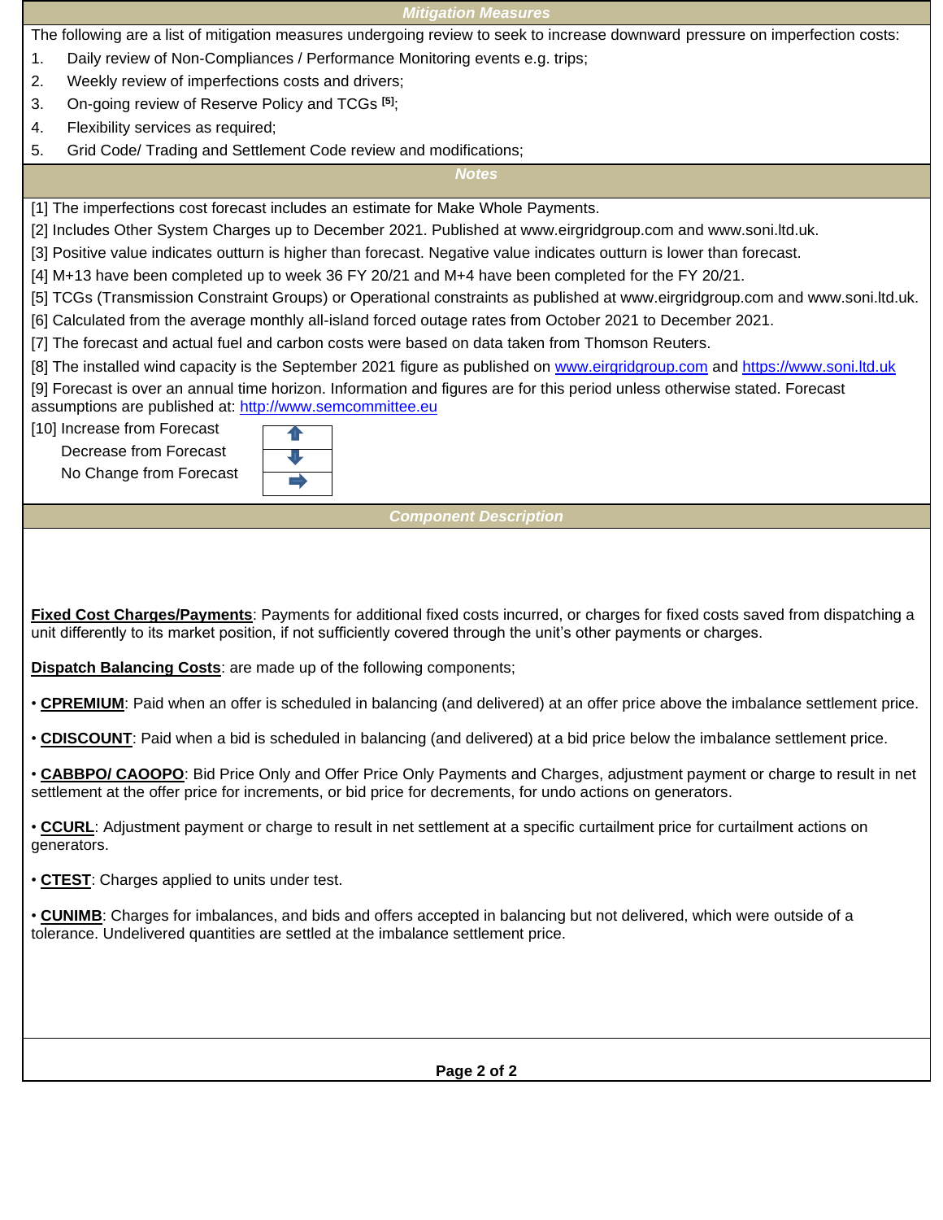## Mitigation Measures

The following are a list of mitigation measures undergoing review to seek to increase downward pressure on imperfection costs:

1. Daily review of Non-Compliances / Performance Monitoring events e.g. trips;
2. Weekly review of imperfections costs and drivers;
3. On-going review of Reserve Policy and TCGs [5];
4. Flexibility services as required;
5. Grid Code/ Trading and Settlement Code review and modifications;

## Notes

[1] The imperfections cost forecast includes an estimate for Make Whole Payments.

[2] Includes Other System Charges up to December 2021. Published at www.eirgridgroup.com and www.soni.ltd.uk.

[3] Positive value indicates outturn is higher than forecast. Negative value indicates outturn is lower than forecast.

[4] M+13 have been completed up to week 36 FY 20/21 and M+4 have been completed for the FY 20/21.

[5] TCGs (Transmission Constraint Groups) or Operational constraints as published at www.eirgridgroup.com and www.soni.ltd.uk.

[6] Calculated from the average monthly all-island forced outage rates from October 2021 to December 2021.

[7] The forecast and actual fuel and carbon costs were based on data taken from Thomson Reuters.

[8] The installed wind capacity is the September 2021 figure as published on www.eirgridgroup.com and https://www.soni.ltd.uk

[9] Forecast is over an annual time horizon. Information and figures are for this period unless otherwise stated. Forecast assumptions are published at: http://www.semcommittee.eu

[10] Increase from Forecast ⬆
Decrease from Forecast ⬇
No Change from Forecast ➡

## Component Description

**Fixed Cost Charges/Payments**: Payments for additional fixed costs incurred, or charges for fixed costs saved from dispatching a unit differently to its market position, if not sufficiently covered through the unit's other payments or charges.

**Dispatch Balancing Costs**: are made up of the following components;

- **CPREMIUM**: Paid when an offer is scheduled in balancing (and delivered) at an offer price above the imbalance settlement price.
- **CDISCOUNT**: Paid when a bid is scheduled in balancing (and delivered) at a bid price below the imbalance settlement price.
- **CABBPO/ CAOOPO**: Bid Price Only and Offer Price Only Payments and Charges, adjustment payment or charge to result in net settlement at the offer price for increments, or bid price for decrements, for undo actions on generators.
- **CCURL**: Adjustment payment or charge to result in net settlement at a specific curtailment price for curtailment actions on generators.
- **CTEST**: Charges applied to units under test.
- **CUNIMB**: Charges for imbalances, and bids and offers accepted in balancing but not delivered, which were outside of a tolerance. Undelivered quantities are settled at the imbalance settlement price.